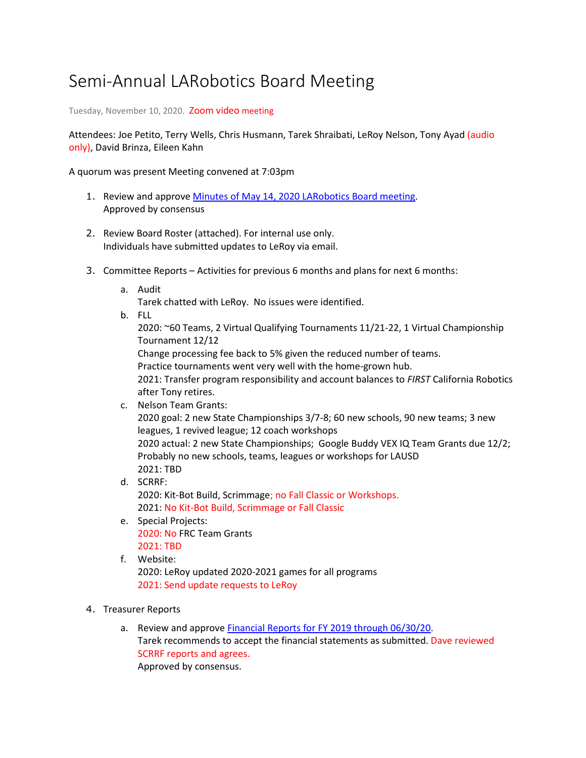# Semi-Annual LARobotics Board Meeting

Tuesday, November 10, 2020. Zoom video meeting

Attendees: Joe Petito, Terry Wells, Chris Husmann, Tarek Shraibati, LeRoy Nelson, Tony Ayad (audio only), David Brinza, Eileen Kahn

A quorum was present Meeting convened at 7:03pm

1. Review and approve [Minutes of May 14, 2020 LARobotics Board meeting](). Approved by consensus

2. Review Board Roster (attached). For internal use only. Individuals have submitted updates to LeRoy via email.

3. Committee Reports – Activities for previous 6 months and plans for next 6 months:

    a. Audit
    Tarek chatted with LeRoy. No issues were identified.

    b. FLL
    2020: ~60 Teams, 2 Virtual Qualifying Tournaments 11/21-22, 1 Virtual Championship Tournament 12/12
    Change processing fee back to 5% given the reduced number of teams.
    Practice tournaments went very well with the home-grown hub.
    2021: Transfer program responsibility and account balances to *FIRST* California Robotics after Tony retires.

    c. Nelson Team Grants:
    2020 goal: 2 new State Championships 3/7-8; 60 new schools, 90 new teams; 3 new leagues, 1 revived league; 12 coach workshops
    2020 actual: 2 new State Championships; Google Buddy VEX IQ Team Grants due 12/2; Probably no new schools, teams, leagues or workshops for LAUSD
    2021: TBD

    d. SCRRF:
    2020: Kit-Bot Build, Scrimmage; no Fall Classic or Workshops.
    2021: No Kit-Bot Build, Scrimmage or Fall Classic

    e. Special Projects:
    2020: No FRC Team Grants
    2021: TBD

    f. Website:
    2020: LeRoy updated 2020-2021 games for all programs
    2021: Send update requests to LeRoy

4. Treasurer Reports

    a. Review and approve [Financial Reports for FY 2019 through 06/30/20]().
    Tarek recommends to accept the financial statements as submitted. Dave reviewed SCRRF reports and agrees.
    Approved by consensus.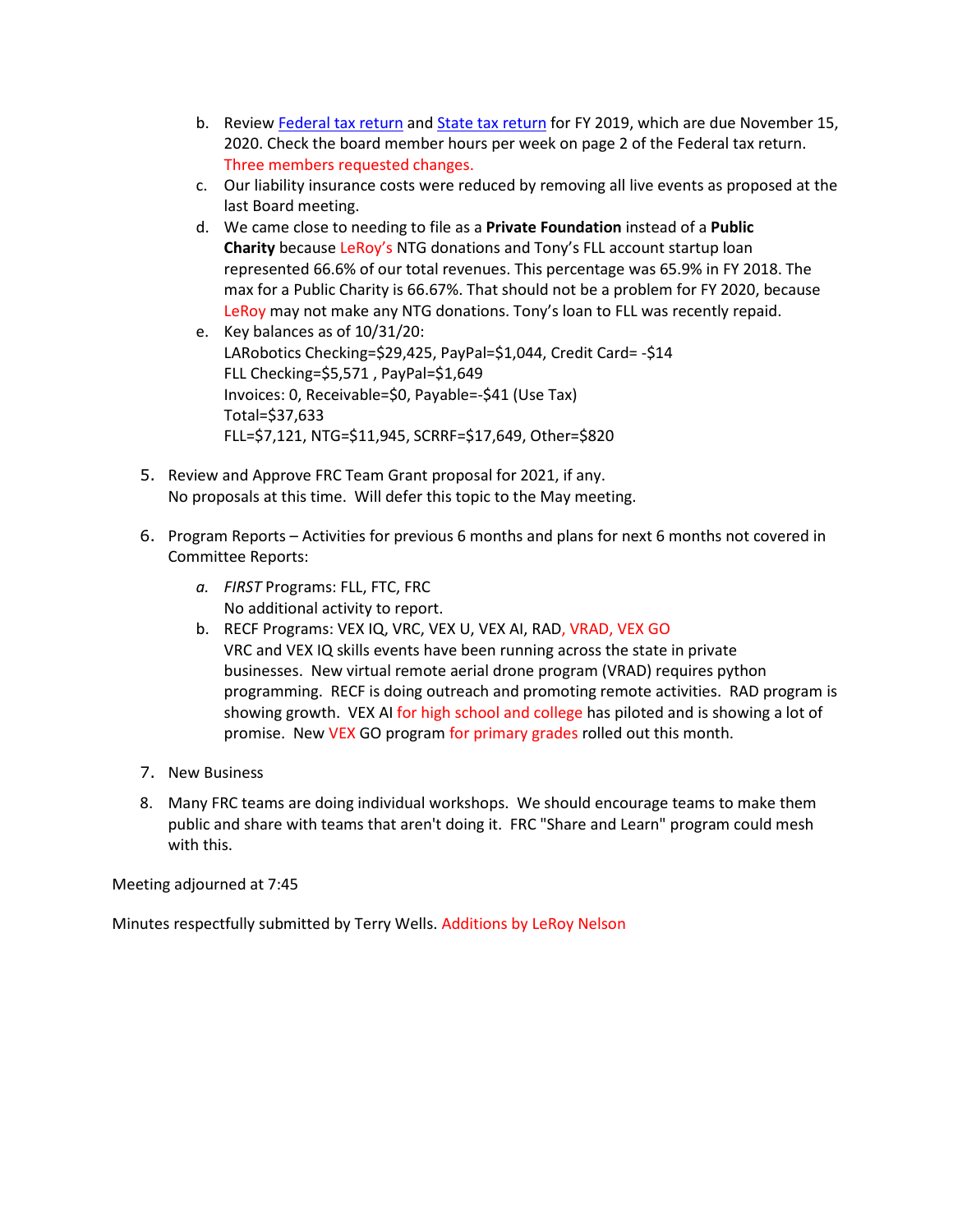b. Review Federal tax return and State tax return for FY 2019, which are due November 15, 2020. Check the board member hours per week on page 2 of the Federal tax return. Three members requested changes.

c. Our liability insurance costs were reduced by removing all live events as proposed at the last Board meeting.

d. We came close to needing to file as a **Private Foundation** instead of a **Public Charity** because LeRoy's NTG donations and Tony's FLL account startup loan represented 66.6% of our total revenues. This percentage was 65.9% in FY 2018. The max for a Public Charity is 66.67%. That should not be a problem for FY 2020, because LeRoy may not make any NTG donations. Tony's loan to FLL was recently repaid.

e. Key balances as of 10/31/20:
   LARobotics Checking=$29,425, PayPal=$1,044, Credit Card= -$14
   FLL Checking=$5,571 , PayPal=$1,649
   Invoices: 0, Receivable=$0, Payable=-$41 (Use Tax)
   Total=$37,633
   FLL=$7,121, NTG=$11,945, SCRRF=$17,649, Other=$820

5. Review and Approve FRC Team Grant proposal for 2021, if any.
   No proposals at this time. Will defer this topic to the May meeting.

6. Program Reports – Activities for previous 6 months and plans for next 6 months not covered in Committee Reports:

   a. *FIRST* Programs: FLL, FTC, FRC
      No additional activity to report.

   b. RECF Programs: VEX IQ, VRC, VEX U, VEX AI, RAD, VRAD, VEX GO
      VRC and VEX IQ skills events have been running across the state in private businesses. New virtual remote aerial drone program (VRAD) requires python programming. RECF is doing outreach and promoting remote activities. RAD program is showing growth. VEX AI for high school and college has piloted and is showing a lot of promise. New VEX GO program for primary grades rolled out this month.

7. New Business

8. Many FRC teams are doing individual workshops. We should encourage teams to make them public and share with teams that aren't doing it. FRC "Share and Learn" program could mesh with this.

Meeting adjourned at 7:45

Minutes respectfully submitted by Terry Wells. Additions by LeRoy Nelson